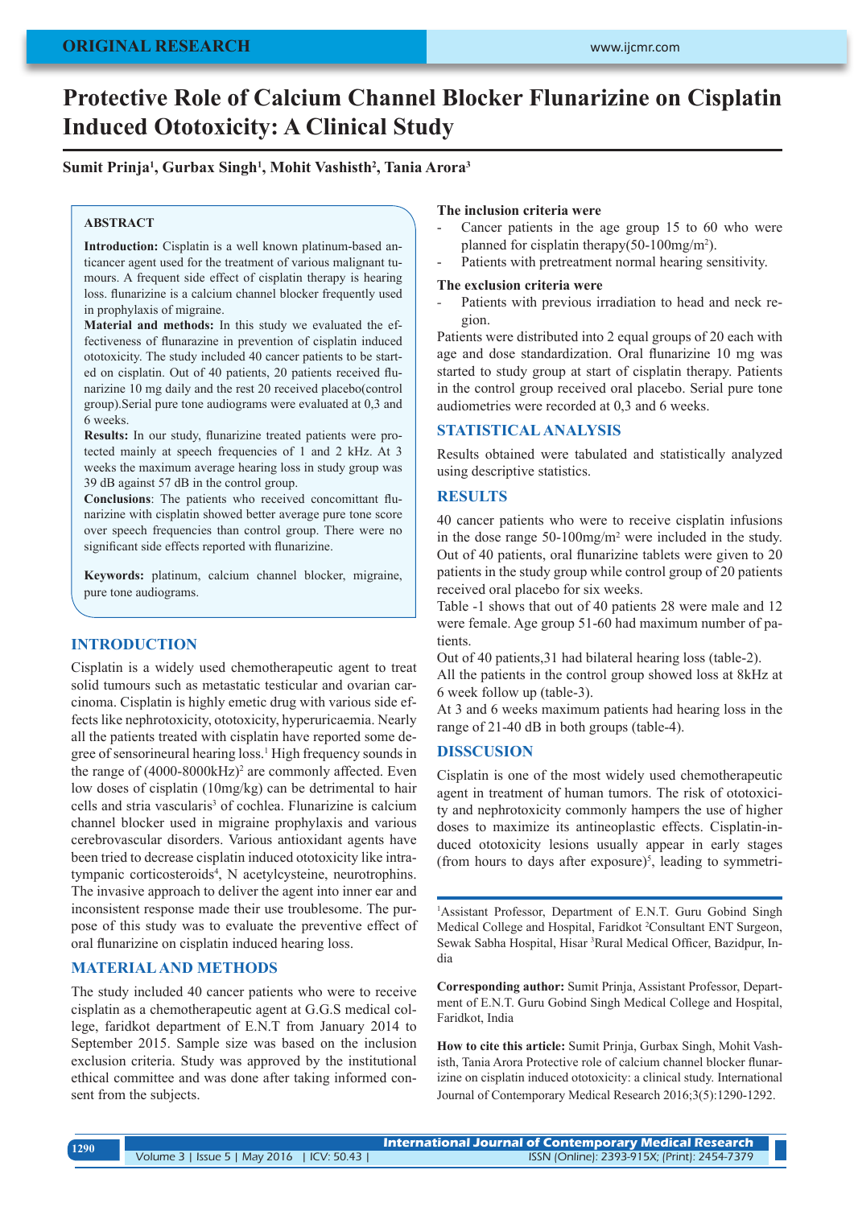ORIGINAL RESEARCH

# Protective Role of Calcium Channel Blocker Flunarizine on Cisplatin Induced Ototoxicity: A Clinical Study

**Sumit Prinja[1], Gurbax Singh[1], Mohit Vashisth[2], Tania Arora[3]**

## ABSTRACT

**Introduction:** Cisplatin is a well known platinum-based anticancer agent used for the treatment of various malignant tumors. A frequent side effect of cisplatin therapy is hearing loss. flunarizine is a calcium channel blocker frequently used in prophylaxis of migraine.

**Material and methods:** In this study we evaluated the effectiveness of flunarazine in prevention of cisplatin induced ototoxicity. The study included 40 cancer patients to be started on cisplatin. Out of 40 patients, 20 patients received flunarizine 10 mg daily and the rest 20 received placebo(control group).Serial pure tone audiograms were evaluated at 0,3 and 6 weeks.

**Results:** In our study, flunarizine treated patients were protected mainly at speech frequencies of 1 and 2 kHz. At 3 weeks the maximum average hearing loss in study group was 39 dB against 57 dB in the control group.

**Conclusions**: The patients who received concomittant flunarizine with cisplatin showed better average pure tone score over speech frequencies than control group. There were no significant side effects reported with flunarizine.

**Keywords:** platinum, calcium channel blocker, migraine, pure tone audiograms.

## INTRODUCTION

Cisplatin is a widely used chemotherapeutic agent to treat solid tumours such as metastatic testicular and ovarian carcinoma. Cisplatin is highly emetic drug with various side effects like nephrotoxicity, ototoxicity, hyperuricaemia. Nearly all the patients treated with cisplatin have reported some degree of sensorineural hearing loss.[1] High frequency sounds in the range of (4000-8000kHz)[2] are commonly affected. Even low doses of cisplatin (10mg/kg) can be detrimental to hair cells and stria vascularis[3] of cochlea. Flunarizine is calcium channel blocker used in migraine prophylaxis and various cerebrovascular disorders. Various antioxidant agents have been tried to decrease cisplatin induced ototoxicity like intratympanic corticosteroids[4], N acetylcysteine, neurotrophins. The invasive approach to deliver the agent into inner ear and inconsistent response made their use troublesome. The purpose of this study was to evaluate the preventive effect of oral flunarizine on cisplatin induced hearing loss.

## MATERIAL AND METHODS

The study included 40 cancer patients who were to receive cisplatin as a chemotherapeutic agent at G.G.S medical college, faridkot department of E.N.T from January 2014 to September 2015. Sample size was based on the inclusion exclusion criteria. Study was approved by the institutional ethical committee and was done after taking informed consent from the subjects.

**The inclusion criteria were**

- Cancer patients in the age group 15 to 60 who were planned for cisplatin therapy(50-100mg/m$^2$).
- Patients with pretreatment normal hearing sensitivity.

**The exclusion criteria were**

- Patients with previous irradiation to head and neck region.

Patients were distributed into 2 equal groups of 20 each with age and dose standardization. Oral flunarizine 10 mg was started to study group at start of cisplatin therapy. Patients in the control group received oral placebo. Serial pure tone audiometries were recorded at 0,3 and 6 weeks.

## STATISTICAL ANALYSIS

Results obtained were tabulated and statistically analyzed using descriptive statistics.

## RESULTS

40 cancer patients who were to receive cisplatin infusions in the dose range 50-100mg/m$^2$ were included in the study. Out of 40 patients, oral flunarizine tablets were given to 20 patients in the study group while control group of 20 patients received oral placebo for six weeks.

Table -1 shows that out of 40 patients 28 were male and 12 were female. Age group 51-60 had maximum number of patients.

Out of 40 patients,31 had bilateral hearing loss (table-2).

All the patients in the control group showed loss at 8kHz at 6 week follow up (table-3).

At 3 and 6 weeks maximum patients had hearing loss in the range of 21-40 dB in both groups (table-4).

## DISSCUSION

Cisplatin is one of the most widely used chemotherapeutic agent in treatment of human tumors. The risk of ototoxicity and nephrotoxicity commonly hampers the use of higher doses to maximize its antineoplastic effects. Cisplatin-induced ototoxicity lesions usually appear in early stages (from hours to days after exposure)[5], leading to symmetri-

---

[1]Assistant Professor, Department of E.N.T. Guru Gobind Singh Medical College and Hospital, Faridkot [2]Consultant ENT Surgeon, Sewak Sabha Hospital, Hisar [3]Rural Medical Officer, Bazidpur, India

**Corresponding author:** Sumit Prinja, Assistant Professor, Department of E.N.T. Guru Gobind Singh Medical College and Hospital, Faridkot, India

**How to cite this article:** Sumit Prinja, Gurbax Singh, Mohit Vashisth, Tania Arora Protective role of calcium channel blocker flunarizine on cisplatin induced ototoxicity: a clinical study. International Journal of Contemporary Medical Research 2016;3(5):1290-1292.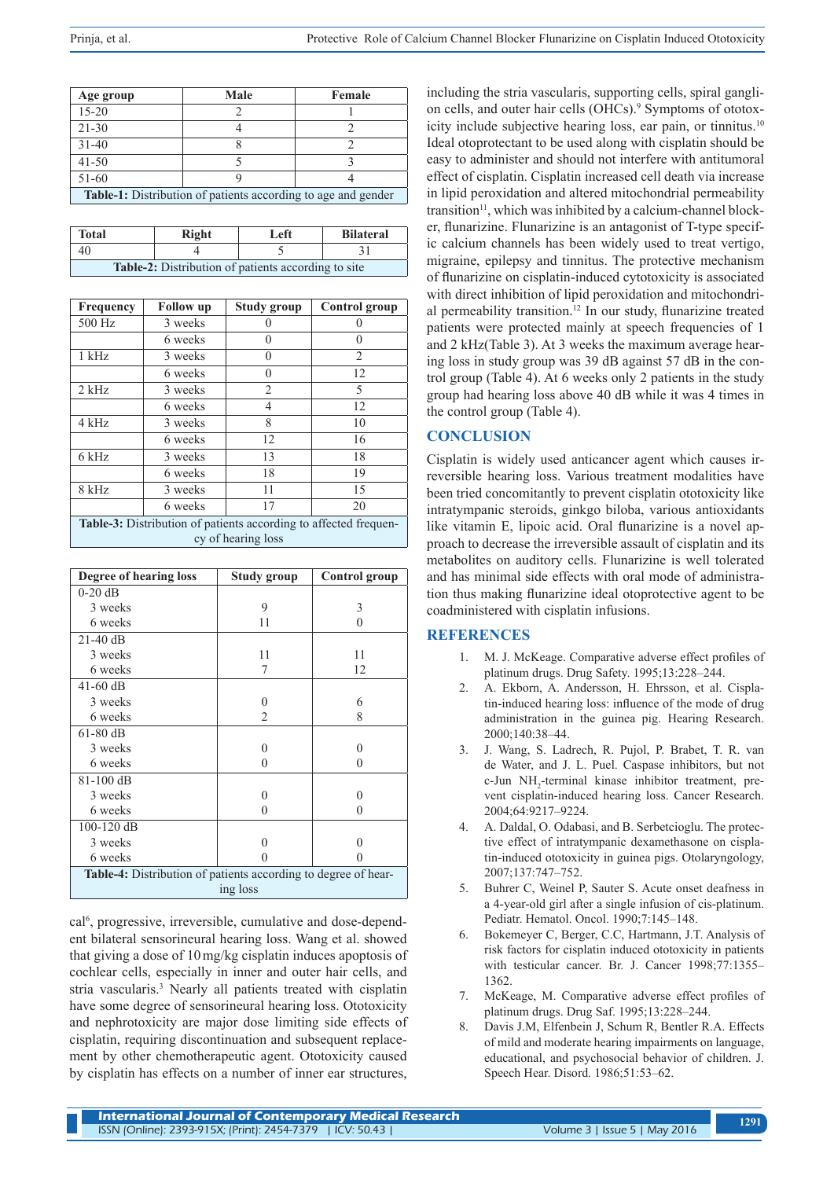| Age group | Male | Female |
|---|---|---|
| 15-20 | 2 | 1 |
| 21-30 | 4 | 2 |
| 31-40 | 8 | 2 |
| 41-50 | 5 | 3 |
| 51-60 | 9 | 4 |

**Table-1:** Distribution of patients according to age and gender

| Total | Right | Left | Bilateral |
|---|---|---|---|
| 40 | 4 | 5 | 31 |

**Table-2:** Distribution of patients according to site

| Frequency | Follow up | Study group | Control group |
|---|---|---|---|
| 500 Hz | 3 weeks | 0 | 0 |
| | 6 weeks | 0 | 0 |
| 1 kHz | 3 weeks | 0 | 2 |
| | 6 weeks | 0 | 12 |
| 2 kHz | 3 weeks | 2 | 5 |
| | 6 weeks | 4 | 12 |
| 4 kHz | 3 weeks | 8 | 10 |
| | 6 weeks | 12 | 16 |
| 6 kHz | 3 weeks | 13 | 18 |
| | 6 weeks | 18 | 19 |
| 8 kHz | 3 weeks | 11 | 15 |
| | 6 weeks | 17 | 20 |

**Table-3:** Distribution of patients according to affected frequency of hearing loss

| Degree of hearing loss | Study group | Control group |
|---|---|---|
| 0-20 dB | | |
| 3 weeks | 9 | 3 |
| 6 weeks | 11 | 0 |
| 21-40 dB | | |
| 3 weeks | 11 | 11 |
| 6 weeks | 7 | 12 |
| 41-60 dB | | |
| 3 weeks | 0 | 6 |
| 6 weeks | 2 | 8 |
| 61-80 dB | | |
| 3 weeks | 0 | 0 |
| 6 weeks | 0 | 0 |
| 81-100 dB | | |
| 3 weeks | 0 | 0 |
| 6 weeks | 0 | 0 |
| 100-120 dB | | |
| 3 weeks | 0 | 0 |
| 6 weeks | 0 | 0 |

**Table-4:** Distribution of patients according to degree of hearing loss

cal[6], progressive, irreversible, cumulative and dose-dependent bilateral sensorineural hearing loss. Wang et al. showed that giving a dose of 10 mg/kg cisplatin induces apoptosis of cochlear cells, especially in inner and outer hair cells, and stria vascularis.[3] Nearly all patients treated with cisplatin have some degree of sensorineural hearing loss. Ototoxicity and nephrotoxicity are major dose limiting side effects of cisplatin, requiring discontinuation and subsequent replacement by other chemotherapeutic agent. Ototoxicity caused by cisplatin has effects on a number of inner ear structures, including the stria vascularis, supporting cells, spiral ganglion cells, and outer hair cells (OHCs).[9] Symptoms of ototoxicity include subjective hearing loss, ear pain, or tinnitus.[10] Ideal otoprotectant to be used along with cisplatin should be easy to administer and should not interfere with antitumoral effect of cisplatin. Cisplatin increased cell death via increase in lipid peroxidation and altered mitochondrial permeability transition[11], which was inhibited by a calcium-channel blocker, flunarizine. Flunarizine is an antagonist of T-type specific calcium channels has been widely used to treat vertigo, migraine, epilepsy and tinnitus. The protective mechanism of flunarizine on cisplatin-induced cytotoxicity is associated with direct inhibition of lipid peroxidation and mitochondrial permeability transition.[12] In our study, flunarizine treated patients were protected mainly at speech frequencies of 1 and 2 kHz(Table 3). At 3 weeks the maximum average hearing loss in study group was 39 dB against 57 dB in the control group (Table 4). At 6 weeks only 2 patients in the study group had hearing loss above 40 dB while it was 4 times in the control group (Table 4).

## CONCLUSION

Cisplatin is widely used anticancer agent which causes irreversible hearing loss. Various treatment modalities have been tried concomitantly to prevent cisplatin ototoxicity like intratympanic steroids, ginkgo biloba, various antioxidants like vitamin E, lipoic acid. Oral flunarizine is a novel approach to decrease the irreversible assault of cisplatin and its metabolites on auditory cells. Flunarizine is well tolerated and has minimal side effects with oral mode of administration thus making flunarizine ideal otoprotective agent to be coadministered with cisplatin infusions.

## REFERENCES

1. M. J. McKeage. Comparative adverse effect profiles of platinum drugs. Drug Safety. 1995;13:228–244.
2. A. Ekborn, A. Andersson, H. Ehrsson, et al. Cisplatin-induced hearing loss: influence of the mode of drug administration in the guinea pig. Hearing Research. 2000;140:38–44.
3. J. Wang, S. Ladrech, R. Pujol, P. Brabet, T. R. van de Water, and J. L. Puel. Caspase inhibitors, but not c-Jun $NH_2$-terminal kinase inhibitor treatment, prevent cisplatin-induced hearing loss. Cancer Research. 2004;64:9217–9224.
4. A. Daldal, O. Odabasi, and B. Serbetcioglu. The protective effect of intratympanic dexamethasone on cisplatin-induced ototoxicity in guinea pigs. Otolaryngology, 2007;137:747–752.
5. Buhrer C, Weinel P, Sauter S. Acute onset deafness in a 4-year-old girl after a single infusion of cis-platinum. Pediatr. Hematol. Oncol. 1990;7:145–148.
6. Bokemeyer C, Berger, C.C, Hartmann, J.T. Analysis of risk factors for cisplatin induced ototoxicity in patients with testicular cancer. Br. J. Cancer 1998;77:1355–1362.
7. McKeage, M. Comparative adverse effect profiles of platinum drugs. Drug Saf. 1995;13:228–244.
8. Davis J.M, Elfenbein J, Schum R, Bentler R.A. Effects of mild and moderate hearing impairments on language, educational, and psychosocial behavior of children. J. Speech Hear. Disord. 1986;51:53–62.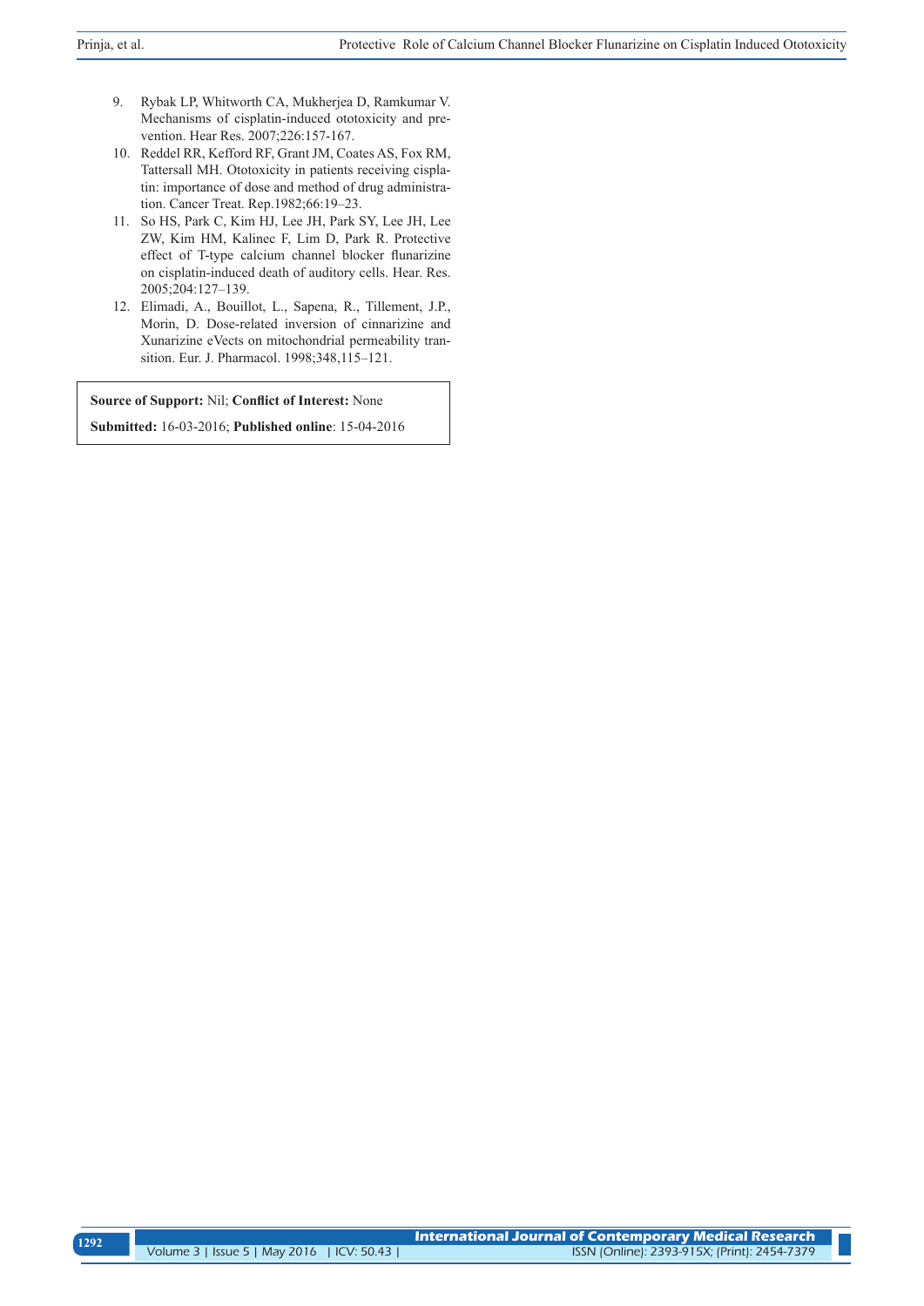9. Rybak LP, Whitworth CA, Mukherjea D, Ramkumar V. Mechanisms of cisplatin-induced ototoxicity and prevention. Hear Res. 2007;226:157-167.
10. Reddel RR, Kefford RF, Grant JM, Coates AS, Fox RM, Tattersall MH. Ototoxicity in patients receiving cisplatin: importance of dose and method of drug administration. Cancer Treat. Rep.1982;66:19–23.
11. So HS, Park C, Kim HJ, Lee JH, Park SY, Lee JH, Lee ZW, Kim HM, Kalinec F, Lim D, Park R. Protective effect of T-type calcium channel blocker flunarizine on cisplatin-induced death of auditory cells. Hear. Res. 2005;204:127–139.
12. Elimadi, A., Bouillot, L., Sapena, R., Tillement, J.P., Morin, D. Dose-related inversion of cinnarizine and Xunarizine eVects on mitochondrial permeability transition. Eur. J. Pharmacol. 1998;348,115–121.

**Source of Support:** Nil; **Conflict of Interest:** None

**Submitted:** 16-03-2016; **Published online**: 15-04-2016